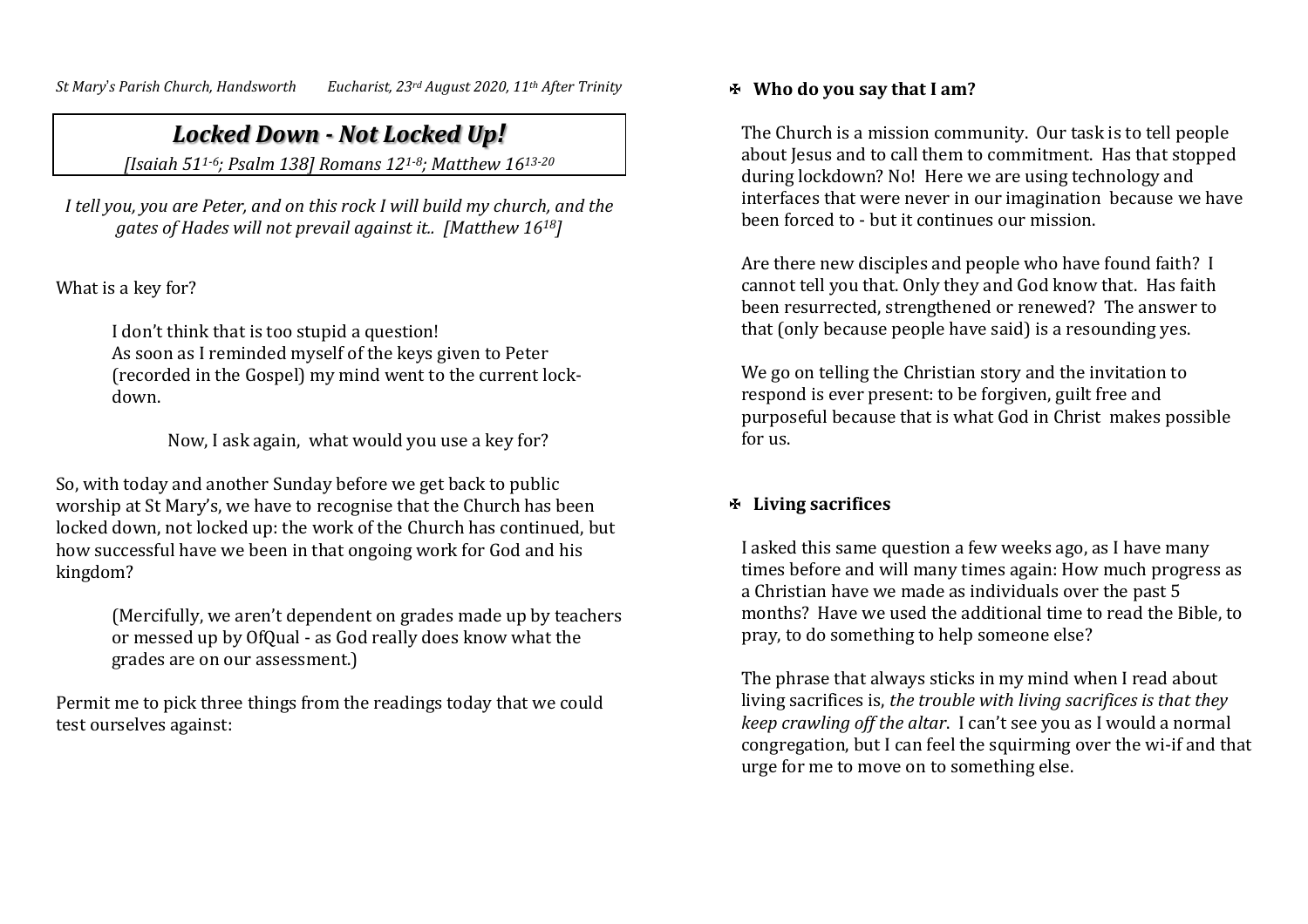*St Mary's Parish Church, Handsworth        Eucharist, 23rd August 2020, 11th After Trinity*

# ***Locked Down - Not Locked Up!***

*[Isaiah 51 1-6; Psalm 138] Romans 12 1-8; Matthew 16 13-20*

*I tell you, you are Peter, and on this rock I will build my church, and the gates of Hades will not prevail against it.. [Matthew 16 18]*

What is a key for?

> I don't think that is too stupid a question!
> As soon as I reminded myself of the keys given to Peter (recorded in the Gospel) my mind went to the current lock-down.
>
> Now, I ask again, what would you use a key for?

So, with today and another Sunday before we get back to public worship at St Mary's, we have to recognise that the Church has been locked down, not locked up: the work of the Church has continued, but how successful have we been in that ongoing work for God and his kingdom?

> (Mercifully, we aren't dependent on grades made up by teachers or messed up by OfQual - as God really does know what the grades are on our assessment.)

Permit me to pick three things from the readings today that we could test ourselves against:

### ✠ Who do you say that I am?

The Church is a mission community. Our task is to tell people about Jesus and to call them to commitment. Has that stopped during lockdown? No! Here we are using technology and interfaces that were never in our imagination because we have been forced to - but it continues our mission.

Are there new disciples and people who have found faith? I cannot tell you that. Only they and God know that. Has faith been resurrected, strengthened or renewed? The answer to that (only because people have said) is a resounding yes.

We go on telling the Christian story and the invitation to respond is ever present: to be forgiven, guilt free and purposeful because that is what God in Christ makes possible for us.

### ✠ Living sacrifices

I asked this same question a few weeks ago, as I have many times before and will many times again: How much progress as a Christian have we made as individuals over the past 5 months? Have we used the additional time to read the Bible, to pray, to do something to help someone else?

The phrase that always sticks in my mind when I read about living sacrifices is, *the trouble with living sacrifices is that they keep crawling off the altar*. I can't see you as I would a normal congregation, but I can feel the squirming over the wi-if and that urge for me to move on to something else.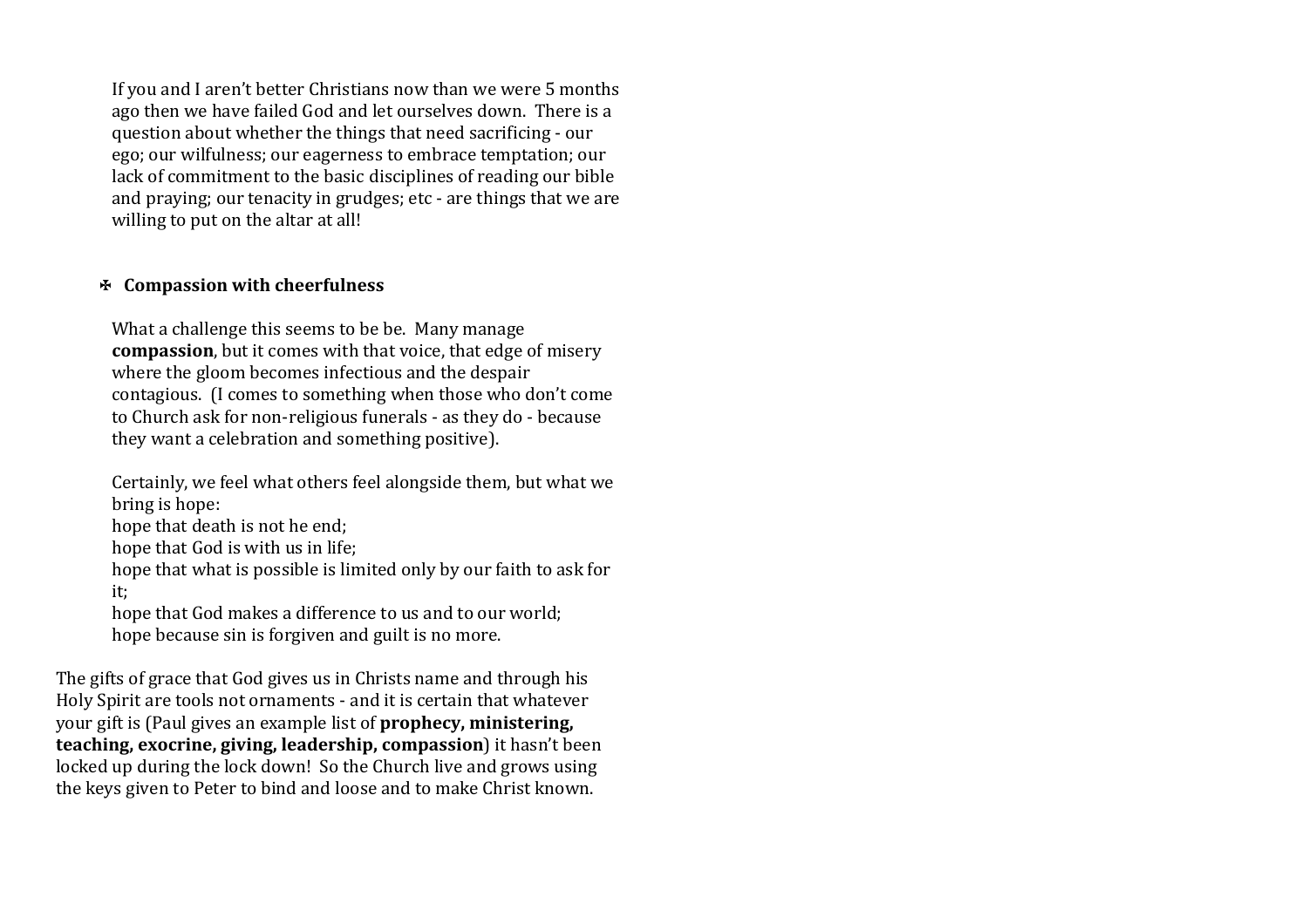If you and I aren't better Christians now than we were 5 months ago then we have failed God and let ourselves down. There is a question about whether the things that need sacrificing - our ego; our wilfulness; our eagerness to embrace temptation; our lack of commitment to the basic disciplines of reading our bible and praying; our tenacity in grudges; etc - are things that we are willing to put on the altar at all!

- **Compassion with cheerfulness**

What a challenge this seems to be be. Many manage **compassion**, but it comes with that voice, that edge of misery where the gloom becomes infectious and the despair contagious. (I comes to something when those who don't come to Church ask for non-religious funerals - as they do - because they want a celebration and something positive).

Certainly, we feel what others feel alongside them, but what we bring is hope:
hope that death is not he end;
hope that God is with us in life;
hope that what is possible is limited only by our faith to ask for it;
hope that God makes a difference to us and to our world;
hope because sin is forgiven and guilt is no more.

The gifts of grace that God gives us in Christs name and through his Holy Spirit are tools not ornaments - and it is certain that whatever your gift is (Paul gives an example list of **prophecy, ministering, teaching, exocrine, giving, leadership, compassion**) it hasn't been locked up during the lock down! So the Church live and grows using the keys given to Peter to bind and loose and to make Christ known.